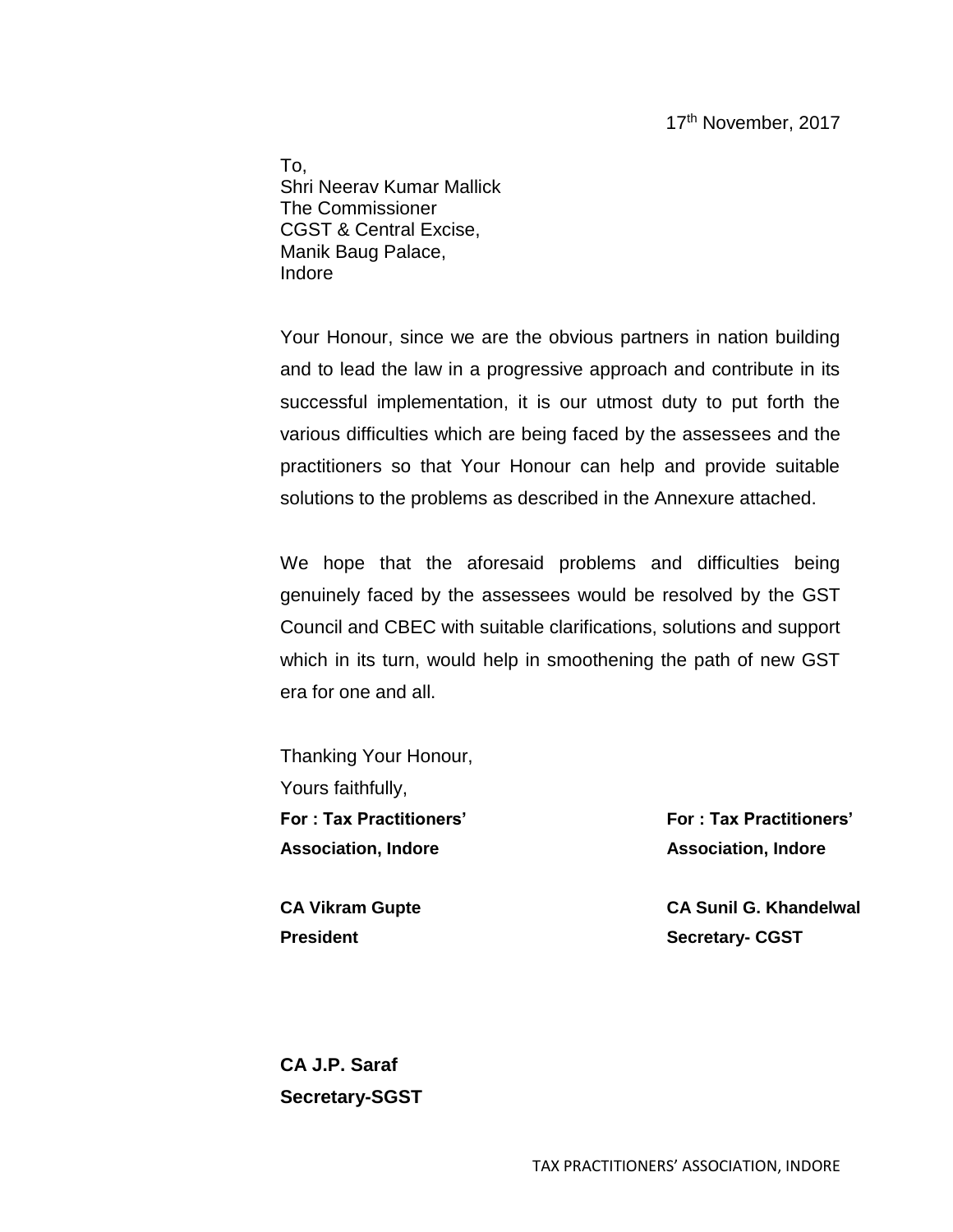17th November, 2017

To,
Shri Neerav Kumar Mallick
The Commissioner
CGST & Central Excise,
Manik Baug Palace,
Indore

Your Honour, since we are the obvious partners in nation building and to lead the law in a progressive approach and contribute in its successful implementation, it is our utmost duty to put forth the various difficulties which are being faced by the assessees and the practitioners so that Your Honour can help and provide suitable solutions to the problems as described in the Annexure attached.

We hope that the aforesaid problems and difficulties being genuinely faced by the assessees would be resolved by the GST Council and CBEC with suitable clarifications, solutions and support which in its turn, would help in smoothening the path of new GST era for one and all.

Thanking Your Honour,
Yours faithfully,

**For : Tax Practitioners' Association, Indore**

**CA Vikram Gupte**
**President**

**For : Tax Practitioners' Association, Indore**

**CA Sunil G. Khandelwal**
**Secretary- CGST**

**CA J.P. Saraf**
**Secretary-SGST**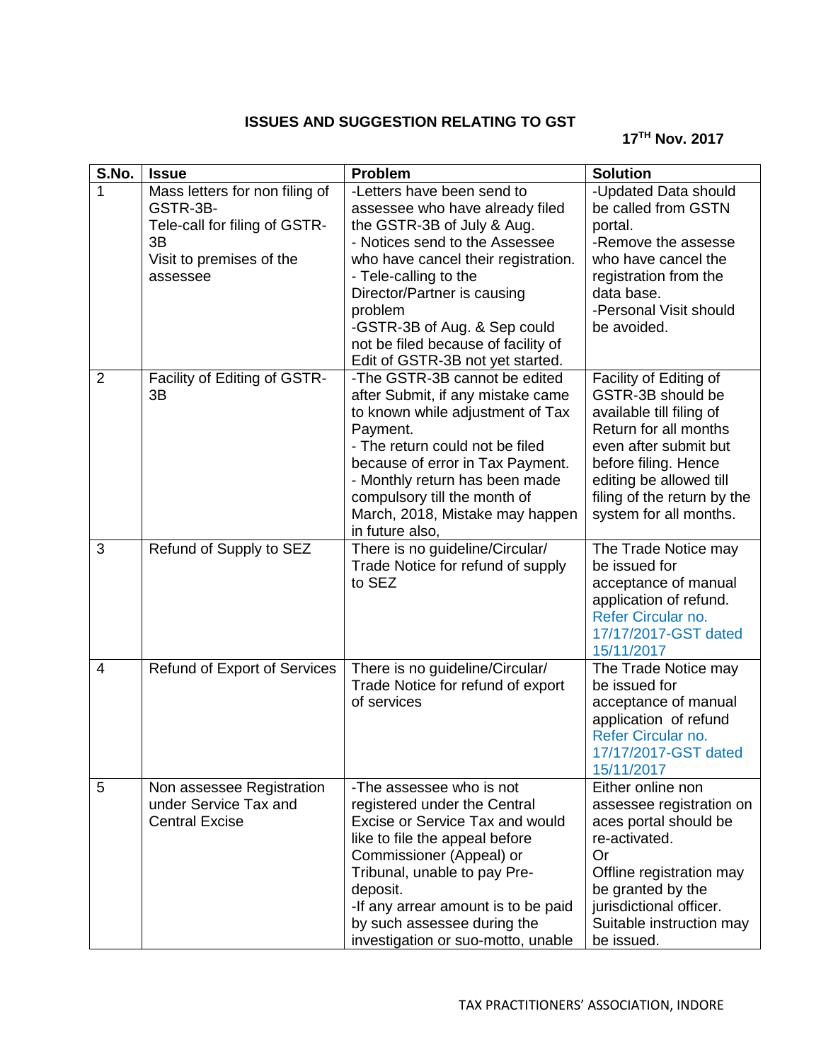**ISSUES AND SUGGESTION RELATING TO GST**

**17TH Nov. 2017**

| S.No. | Issue | Problem | Solution |
|---|---|---|---|
| 1 | Mass letters for non filing of GSTR-3B-<br>Tele-call for filing of GSTR-3B<br>Visit to premises of the assessee | -Letters have been send to assessee who have already filed the GSTR-3B of July & Aug.<br>- Notices send to the Assessee who have cancel their registration.<br>- Tele-calling to the Director/Partner is causing problem<br>-GSTR-3B of Aug. & Sep could not be filed because of facility of Edit of GSTR-3B not yet started. | -Updated Data should be called from GSTN portal.<br>-Remove the assesse who have cancel the registration from the data base.<br>-Personal Visit should be avoided. |
| 2 | Facility of Editing of GSTR-3B | -The GSTR-3B cannot be edited after Submit, if any mistake came to known while adjustment of Tax Payment.<br>- The return could not be filed because of error in Tax Payment.<br>- Monthly return has been made compulsory till the month of March, 2018, Mistake may happen in future also, | Facility of Editing of GSTR-3B should be available till filing of Return for all months even after submit but before filing. Hence editing be allowed till filing of the return by the system for all months. |
| 3 | Refund of Supply to SEZ | There is no guideline/Circular/ Trade Notice for refund of supply to SEZ | The Trade Notice may be issued for acceptance of manual application of refund. Refer Circular no. 17/17/2017-GST dated 15/11/2017 |
| 4 | Refund of Export of Services | There is no guideline/Circular/ Trade Notice for refund of export of services | The Trade Notice may be issued for acceptance of manual application of refund Refer Circular no. 17/17/2017-GST dated 15/11/2017 |
| 5 | Non assessee Registration under Service Tax and Central Excise | -The assessee who is not registered under the Central Excise or Service Tax and would like to file the appeal before Commissioner (Appeal) or Tribunal, unable to pay Pre-deposit.<br>-If any arrear amount is to be paid by such assessee during the investigation or suo-motto, unable | Either online non assessee registration on aces portal should be re-activated.<br>Or<br>Offline registration may be granted by the jurisdictional officer. Suitable instruction may be issued. |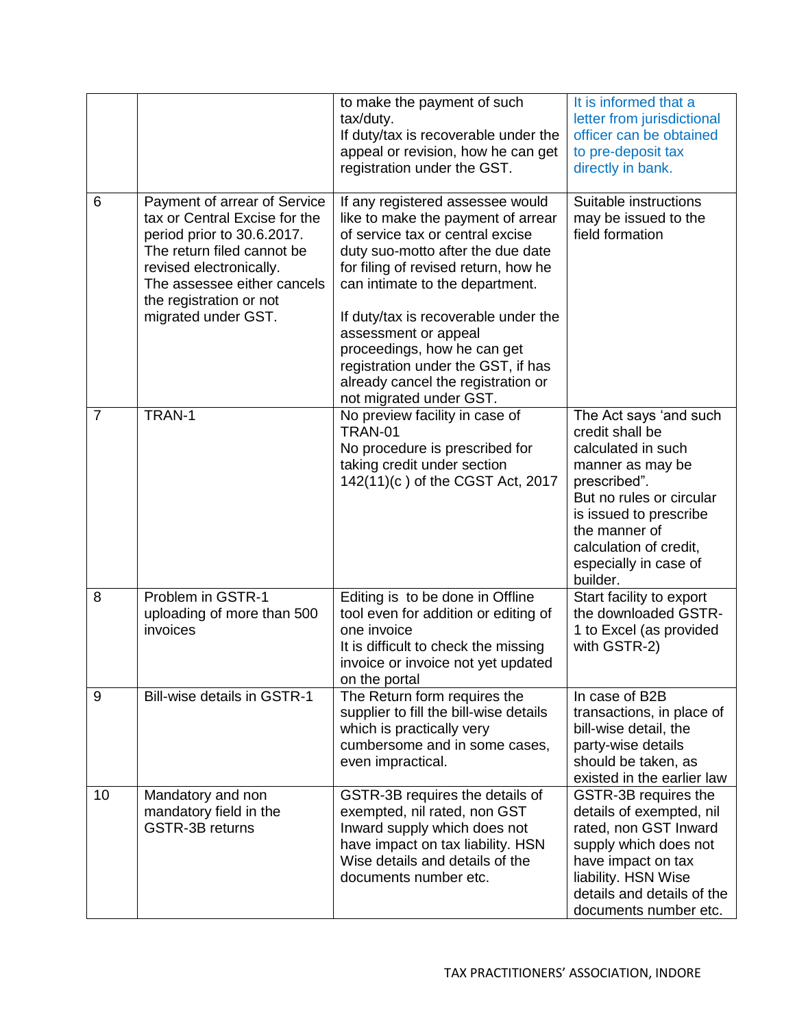|  |  |  |  |
|---|---|---|---|
|  |  | to make the payment of such tax/duty.<br>If duty/tax is recoverable under the appeal or revision, how he can get registration under the GST. | It is informed that a letter from jurisdictional officer can be obtained to pre-deposit tax directly in bank. |
| 6 | Payment of arrear of Service tax or Central Excise for the period prior to 30.6.2017. The return filed cannot be revised electronically.<br>The assessee either cancels the registration or not migrated under GST. | If any registered assessee would like to make the payment of arrear of service tax or central excise duty suo-motto after the due date for filing of revised return, how he can intimate to the department.<br><br>If duty/tax is recoverable under the assessment or appeal proceedings, how he can get registration under the GST, if has already cancel the registration or not migrated under GST. | Suitable instructions may be issued to the field formation |
| 7 | TRAN-1 | No preview facility in case of TRAN-01<br>No procedure is prescribed for taking credit under section 142(11)(c ) of the CGST Act, 2017 | The Act says 'and such credit shall be calculated in such manner as may be prescribed".<br>But no rules or circular is issued to prescribe the manner of calculation of credit, especially in case of builder. |
| 8 | Problem in GSTR-1 uploading of more than 500 invoices | Editing is to be done in Offline tool even for addition or editing of one invoice<br>It is difficult to check the missing invoice or invoice not yet updated on the portal | Start facility to export the downloaded GSTR-1 to Excel (as provided with GSTR-2) |
| 9 | Bill-wise details in GSTR-1 | The Return form requires the supplier to fill the bill-wise details which is practically very cumbersome and in some cases, even impractical. | In case of B2B transactions, in place of bill-wise detail, the party-wise details should be taken, as existed in the earlier law |
| 10 | Mandatory and non mandatory field in the GSTR-3B returns | GSTR-3B requires the details of exempted, nil rated, non GST Inward supply which does not have impact on tax liability. HSN Wise details and details of the documents number etc. | GSTR-3B requires the details of exempted, nil rated, non GST Inward supply which does not have impact on tax liability. HSN Wise details and details of the documents number etc. |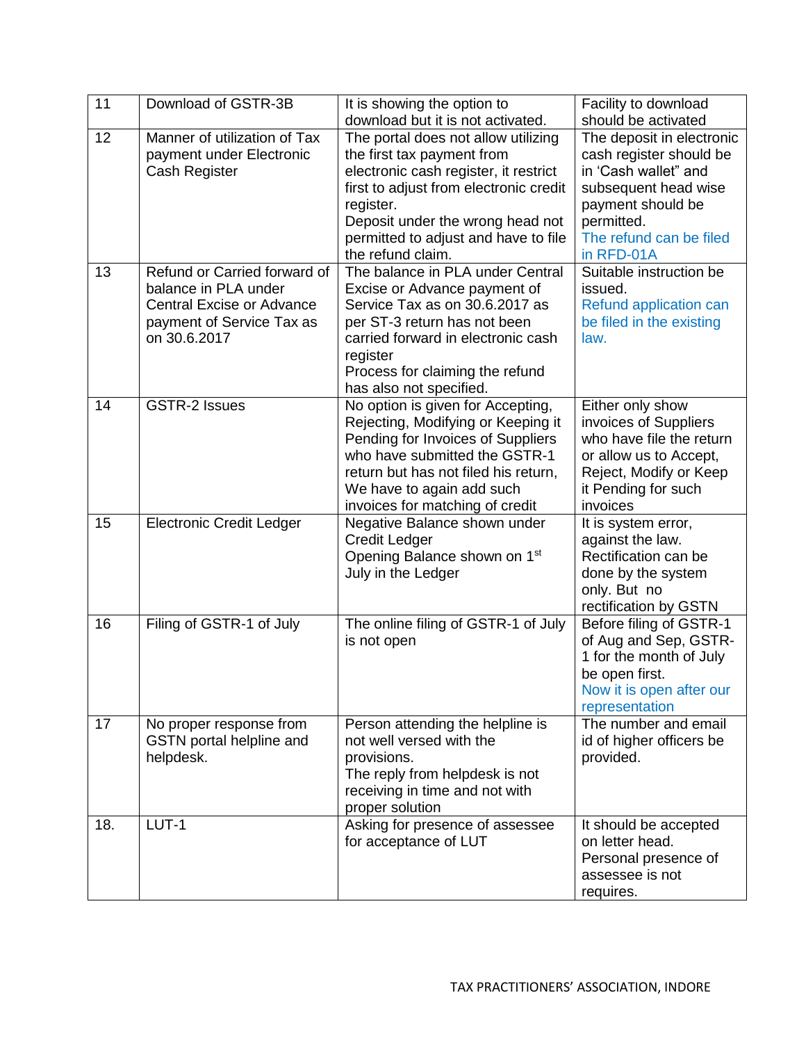| | | | |
|---|---|---|---|
| 11 | Download of GSTR-3B | It is showing the option to download but it is not activated. | Facility to download should be activated |
| 12 | Manner of utilization of Tax payment under Electronic Cash Register | The portal does not allow utilizing the first tax payment from electronic cash register, it restrict first to adjust from electronic credit register.<br>Deposit under the wrong head not permitted to adjust and have to file the refund claim. | The deposit in electronic cash register should be in 'Cash wallet" and subsequent head wise payment should be permitted.<br>The refund can be filed in RFD-01A |
| 13 | Refund or Carried forward of balance in PLA under Central Excise or Advance payment of Service Tax as on 30.6.2017 | The balance in PLA under Central Excise or Advance payment of Service Tax as on 30.6.2017 as per ST-3 return has not been carried forward in electronic cash register<br>Process for claiming the refund has also not specified. | Suitable instruction be issued.<br>Refund application can be filed in the existing law. |
| 14 | GSTR-2 Issues | No option is given for Accepting, Rejecting, Modifying or Keeping it Pending for Invoices of Suppliers who have submitted the GSTR-1 return but has not filed his return, We have to again add such invoices for matching of credit | Either only show invoices of Suppliers who have file the return or allow us to Accept, Reject, Modify or Keep it Pending for such invoices |
| 15 | Electronic Credit Ledger | Negative Balance shown under Credit Ledger<br>Opening Balance shown on 1st July in the Ledger | It is system error, against the law. Rectification can be done by the system only. But no rectification by GSTN |
| 16 | Filing of GSTR-1 of July | The online filing of GSTR-1 of July is not open | Before filing of GSTR-1 of Aug and Sep, GSTR-1 for the month of July be open first.<br>Now it is open after our representation |
| 17 | No proper response from GSTN portal helpline and helpdesk. | Person attending the helpline is not well versed with the provisions.<br>The reply from helpdesk is not receiving in time and not with proper solution | The number and email id of higher officers be provided. |
| 18. | LUT-1 | Asking for presence of assessee for acceptance of LUT | It should be accepted on letter head.<br>Personal presence of assessee is not requires. |